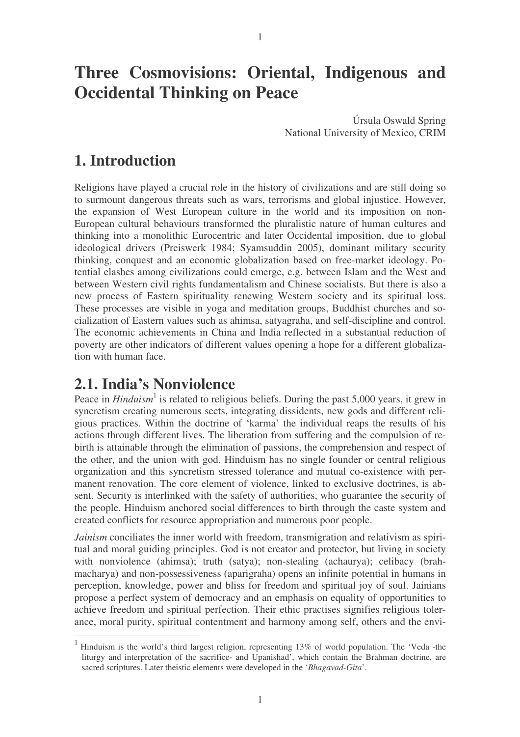# Three Cosmovisions: Oriental, Indigenous and Occidental Thinking on Peace

Úrsula Oswald Spring
National University of Mexico, CRIM

## 1. Introduction

Religions have played a crucial role in the history of civilizations and are still doing so to surmount dangerous threats such as wars, terrorisms and global injustice. However, the expansion of West European culture in the world and its imposition on non-European cultural behaviours transformed the pluralistic nature of human cultures and thinking into a monolithic Eurocentric and later Occidental imposition, due to global ideological drivers (Preiswerk 1984; Syamsuddin 2005), dominant military security thinking, conquest and an economic globalization based on free-market ideology. Potential clashes among civilizations could emerge, e.g. between Islam and the West and between Western civil rights fundamentalism and Chinese socialists. But there is also a new process of Eastern spirituality renewing Western society and its spiritual loss. These processes are visible in yoga and meditation groups, Buddhist churches and socialization of Eastern values such as ahimsa, satyagraha, and self-discipline and control. The economic achievements in China and India reflected in a substantial reduction of poverty are other indicators of different values opening a hope for a different globalization with human face.

## 2.1. India's Nonviolence

Peace in *Hinduism*[1] is related to religious beliefs. During the past 5,000 years, it grew in syncretism creating numerous sects, integrating dissidents, new gods and different religious practices. Within the doctrine of 'karma' the individual reaps the results of his actions through different lives. The liberation from suffering and the compulsion of rebirth is attainable through the elimination of passions, the comprehension and respect of the other, and the union with god. Hinduism has no single founder or central religious organization and this syncretism stressed tolerance and mutual co-existence with permanent renovation. The core element of violence, linked to exclusive doctrines, is absent. Security is interlinked with the safety of authorities, who guarantee the security of the people. Hinduism anchored social differences to birth through the caste system and created conflicts for resource appropriation and numerous poor people.

*Jainism* conciliates the inner world with freedom, transmigration and relativism as spiritual and moral guiding principles. God is not creator and protector, but living in society with nonviolence (ahimsa); truth (satya); non-stealing (achaurya); celibacy (brahmacharya) and non-possessiveness (aparigraha) opens an infinite potential in humans in perception, knowledge, power and bliss for freedom and spiritual joy of soul. Jainians propose a perfect system of democracy and an emphasis on equality of opportunities to achieve freedom and spiritual perfection. Their ethic practises signifies religious tolerance, moral purity, spiritual contentment and harmony among self, others and the envi-

[1] Hinduism is the world's third largest religion, representing 13% of world population. The 'Veda -the liturgy and interpretation of the sacrifice- and Upanishad', which contain the Brahman doctrine, are sacred scriptures. Later theistic elements were developed in the '*Bhagavad-Gita*'.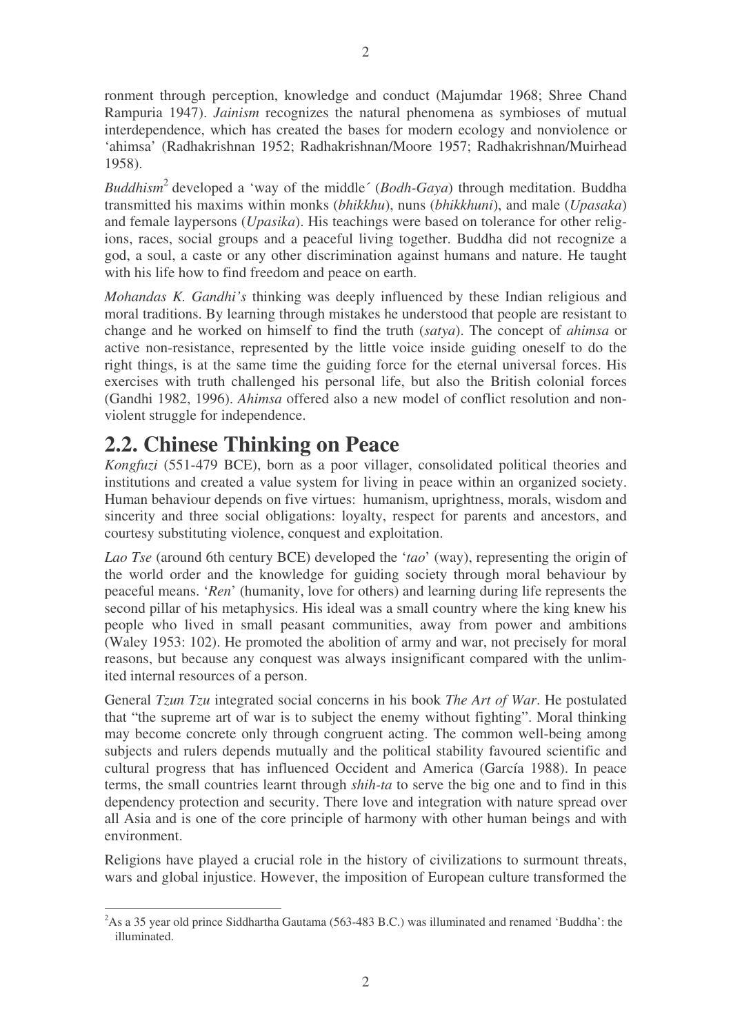ronment through perception, knowledge and conduct (Majumdar 1968; Shree Chand Rampuria 1947). *Jainism* recognizes the natural phenomena as symbioses of mutual interdependence, which has created the bases for modern ecology and nonviolence or 'ahimsa' (Radhakrishnan 1952; Radhakrishnan/Moore 1957; Radhakrishnan/Muirhead 1958).

*Buddhism*[2] developed a 'way of the middle´ (*Bodh-Gaya*) through meditation. Buddha transmitted his maxims within monks (*bhikkhu*), nuns (*bhikkhuni*), and male (*Upasaka*) and female laypersons (*Upasika*). His teachings were based on tolerance for other religions, races, social groups and a peaceful living together. Buddha did not recognize a god, a soul, a caste or any other discrimination against humans and nature. He taught with his life how to find freedom and peace on earth.

*Mohandas K. Gandhi's* thinking was deeply influenced by these Indian religious and moral traditions. By learning through mistakes he understood that people are resistant to change and he worked on himself to find the truth (*satya*). The concept of *ahimsa* or active non-resistance, represented by the little voice inside guiding oneself to do the right things, is at the same time the guiding force for the eternal universal forces. His exercises with truth challenged his personal life, but also the British colonial forces (Gandhi 1982, 1996). *Ahimsa* offered also a new model of conflict resolution and nonviolent struggle for independence.

## 2.2. Chinese Thinking on Peace

*Kongfuzi* (551-479 BCE), born as a poor villager, consolidated political theories and institutions and created a value system for living in peace within an organized society. Human behaviour depends on five virtues: humanism, uprightness, morals, wisdom and sincerity and three social obligations: loyalty, respect for parents and ancestors, and courtesy substituting violence, conquest and exploitation.

*Lao Tse* (around 6th century BCE) developed the '*tao*' (way), representing the origin of the world order and the knowledge for guiding society through moral behaviour by peaceful means. '*Ren*' (humanity, love for others) and learning during life represents the second pillar of his metaphysics. His ideal was a small country where the king knew his people who lived in small peasant communities, away from power and ambitions (Waley 1953: 102). He promoted the abolition of army and war, not precisely for moral reasons, but because any conquest was always insignificant compared with the unlimited internal resources of a person.

General *Tzun Tzu* integrated social concerns in his book *The Art of War*. He postulated that "the supreme art of war is to subject the enemy without fighting". Moral thinking may become concrete only through congruent acting. The common well-being among subjects and rulers depends mutually and the political stability favoured scientific and cultural progress that has influenced Occident and America (García 1988). In peace terms, the small countries learnt through *shih-ta* to serve the big one and to find in this dependency protection and security. There love and integration with nature spread over all Asia and is one of the core principle of harmony with other human beings and with environment.

Religions have played a crucial role in the history of civilizations to surmount threats, wars and global injustice. However, the imposition of European culture transformed the

---

[2] As a 35 year old prince Siddhartha Gautama (563-483 B.C.) was illuminated and renamed 'Buddha': the illuminated.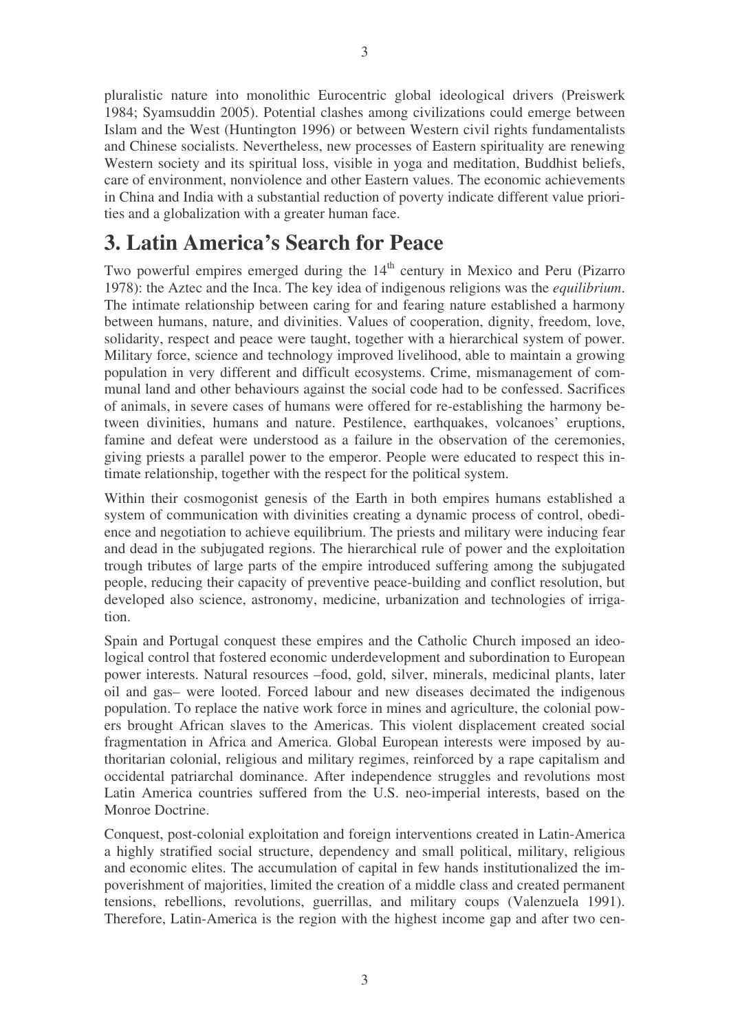pluralistic nature into monolithic Eurocentric global ideological drivers (Preiswerk 1984; Syamsuddin 2005). Potential clashes among civilizations could emerge between Islam and the West (Huntington 1996) or between Western civil rights fundamentalists and Chinese socialists. Nevertheless, new processes of Eastern spirituality are renewing Western society and its spiritual loss, visible in yoga and meditation, Buddhist beliefs, care of environment, nonviolence and other Eastern values. The economic achievements in China and India with a substantial reduction of poverty indicate different value priorities and a globalization with a greater human face.

# 3. Latin America's Search for Peace

Two powerful empires emerged during the 14th century in Mexico and Peru (Pizarro 1978): the Aztec and the Inca. The key idea of indigenous religions was the *equilibrium*. The intimate relationship between caring for and fearing nature established a harmony between humans, nature, and divinities. Values of cooperation, dignity, freedom, love, solidarity, respect and peace were taught, together with a hierarchical system of power. Military force, science and technology improved livelihood, able to maintain a growing population in very different and difficult ecosystems. Crime, mismanagement of communal land and other behaviours against the social code had to be confessed. Sacrifices of animals, in severe cases of humans were offered for re-establishing the harmony between divinities, humans and nature. Pestilence, earthquakes, volcanoes' eruptions, famine and defeat were understood as a failure in the observation of the ceremonies, giving priests a parallel power to the emperor. People were educated to respect this intimate relationship, together with the respect for the political system.

Within their cosmogonist genesis of the Earth in both empires humans established a system of communication with divinities creating a dynamic process of control, obedience and negotiation to achieve equilibrium. The priests and military were inducing fear and dead in the subjugated regions. The hierarchical rule of power and the exploitation trough tributes of large parts of the empire introduced suffering among the subjugated people, reducing their capacity of preventive peace-building and conflict resolution, but developed also science, astronomy, medicine, urbanization and technologies of irrigation.

Spain and Portugal conquest these empires and the Catholic Church imposed an ideological control that fostered economic underdevelopment and subordination to European power interests. Natural resources –food, gold, silver, minerals, medicinal plants, later oil and gas– were looted. Forced labour and new diseases decimated the indigenous population. To replace the native work force in mines and agriculture, the colonial powers brought African slaves to the Americas. This violent displacement created social fragmentation in Africa and America. Global European interests were imposed by authoritarian colonial, religious and military regimes, reinforced by a rape capitalism and occidental patriarchal dominance. After independence struggles and revolutions most Latin America countries suffered from the U.S. neo-imperial interests, based on the Monroe Doctrine.

Conquest, post-colonial exploitation and foreign interventions created in Latin-America a highly stratified social structure, dependency and small political, military, religious and economic elites. The accumulation of capital in few hands institutionalized the impoverishment of majorities, limited the creation of a middle class and created permanent tensions, rebellions, revolutions, guerrillas, and military coups (Valenzuela 1991). Therefore, Latin-America is the region with the highest income gap and after two cen-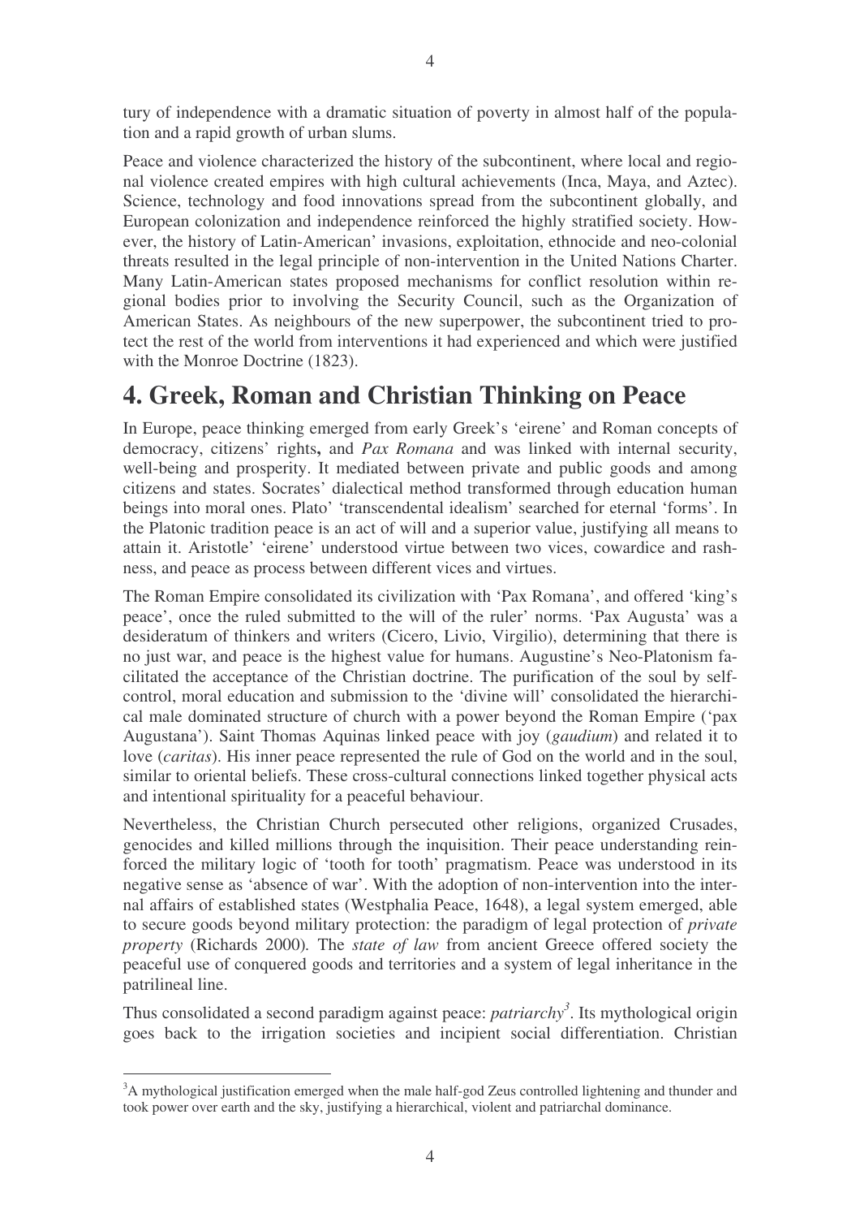tury of independence with a dramatic situation of poverty in almost half of the population and a rapid growth of urban slums.

Peace and violence characterized the history of the subcontinent, where local and regional violence created empires with high cultural achievements (Inca, Maya, and Aztec). Science, technology and food innovations spread from the subcontinent globally, and European colonization and independence reinforced the highly stratified society. However, the history of Latin-American' invasions, exploitation, ethnocide and neo-colonial threats resulted in the legal principle of non-intervention in the United Nations Charter. Many Latin-American states proposed mechanisms for conflict resolution within regional bodies prior to involving the Security Council, such as the Organization of American States. As neighbours of the new superpower, the subcontinent tried to protect the rest of the world from interventions it had experienced and which were justified with the Monroe Doctrine (1823).

# 4. Greek, Roman and Christian Thinking on Peace

In Europe, peace thinking emerged from early Greek's 'eirene' and Roman concepts of democracy, citizens' rights**,** and *Pax Romana* and was linked with internal security, well-being and prosperity. It mediated between private and public goods and among citizens and states. Socrates' dialectical method transformed through education human beings into moral ones. Plato' 'transcendental idealism' searched for eternal 'forms'. In the Platonic tradition peace is an act of will and a superior value, justifying all means to attain it. Aristotle' 'eirene' understood virtue between two vices, cowardice and rashness, and peace as process between different vices and virtues.

The Roman Empire consolidated its civilization with 'Pax Romana', and offered 'king's peace', once the ruled submitted to the will of the ruler' norms. 'Pax Augusta' was a desideratum of thinkers and writers (Cicero, Livio, Virgilio), determining that there is no just war, and peace is the highest value for humans. Augustine's Neo-Platonism facilitated the acceptance of the Christian doctrine. The purification of the soul by self-control, moral education and submission to the 'divine will' consolidated the hierarchical male dominated structure of church with a power beyond the Roman Empire ('pax Augustana'). Saint Thomas Aquinas linked peace with joy (*gaudium*) and related it to love (*caritas*). His inner peace represented the rule of God on the world and in the soul, similar to oriental beliefs. These cross-cultural connections linked together physical acts and intentional spirituality for a peaceful behaviour.

Nevertheless, the Christian Church persecuted other religions, organized Crusades, genocides and killed millions through the inquisition. Their peace understanding reinforced the military logic of 'tooth for tooth' pragmatism. Peace was understood in its negative sense as 'absence of war'. With the adoption of non-intervention into the internal affairs of established states (Westphalia Peace, 1648), a legal system emerged, able to secure goods beyond military protection: the paradigm of legal protection of *private property* (Richards 2000). The *state of law* from ancient Greece offered society the peaceful use of conquered goods and territories and a system of legal inheritance in the patrilineal line.

Thus consolidated a second paradigm against peace: *patriarchy*[3]. Its mythological origin goes back to the irrigation societies and incipient social differentiation. Christian

[3]A mythological justification emerged when the male half-god Zeus controlled lightening and thunder and took power over earth and the sky, justifying a hierarchical, violent and patriarchal dominance.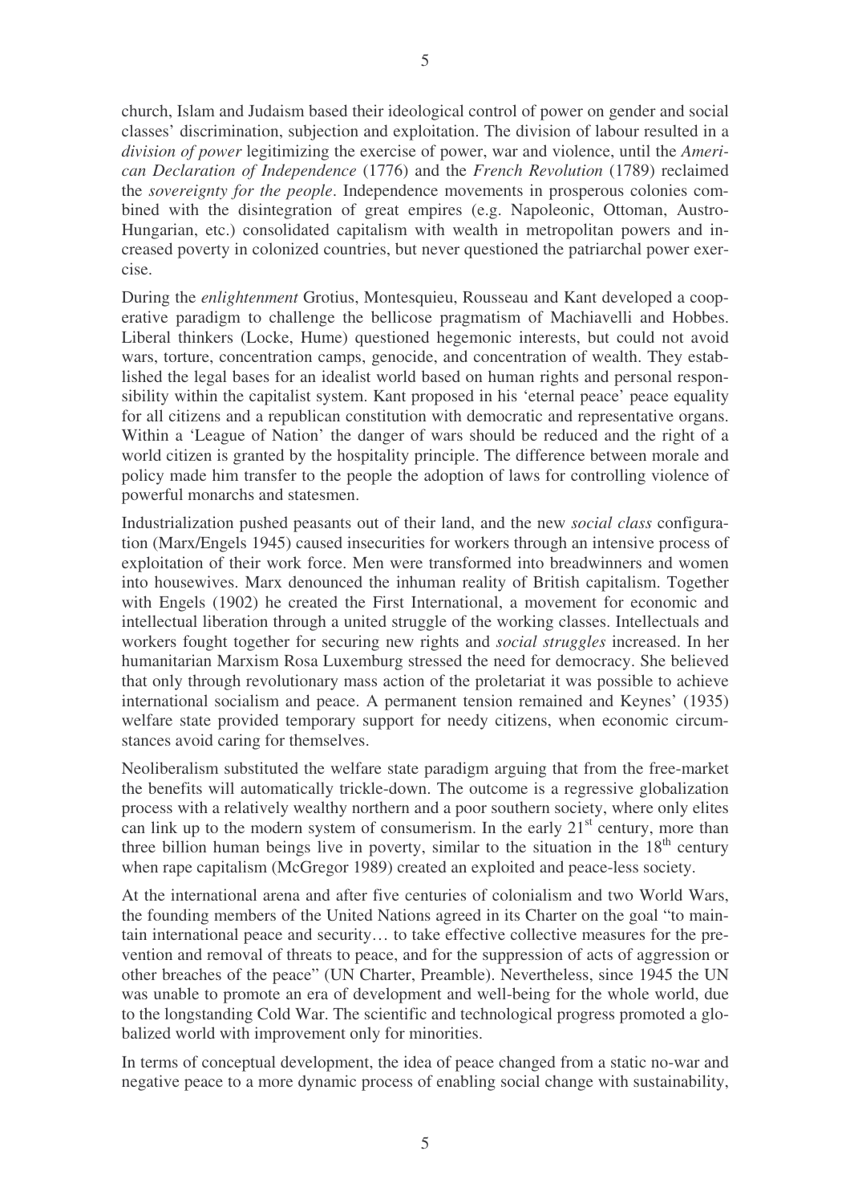church, Islam and Judaism based their ideological control of power on gender and social classes' discrimination, subjection and exploitation. The division of labour resulted in a *division of power* legitimizing the exercise of power, war and violence, until the *American Declaration of Independence* (1776) and the *French Revolution* (1789) reclaimed the *sovereignty for the people*. Independence movements in prosperous colonies combined with the disintegration of great empires (e.g. Napoleonic, Ottoman, Austro-Hungarian, etc.) consolidated capitalism with wealth in metropolitan powers and increased poverty in colonized countries, but never questioned the patriarchal power exercise.

During the *enlightenment* Grotius, Montesquieu, Rousseau and Kant developed a cooperative paradigm to challenge the bellicose pragmatism of Machiavelli and Hobbes. Liberal thinkers (Locke, Hume) questioned hegemonic interests, but could not avoid wars, torture, concentration camps, genocide, and concentration of wealth. They established the legal bases for an idealist world based on human rights and personal responsibility within the capitalist system. Kant proposed in his 'eternal peace' peace equality for all citizens and a republican constitution with democratic and representative organs. Within a 'League of Nation' the danger of wars should be reduced and the right of a world citizen is granted by the hospitality principle. The difference between morale and policy made him transfer to the people the adoption of laws for controlling violence of powerful monarchs and statesmen.

Industrialization pushed peasants out of their land, and the new *social class* configuration (Marx/Engels 1945) caused insecurities for workers through an intensive process of exploitation of their work force. Men were transformed into breadwinners and women into housewives. Marx denounced the inhuman reality of British capitalism. Together with Engels (1902) he created the First International, a movement for economic and intellectual liberation through a united struggle of the working classes. Intellectuals and workers fought together for securing new rights and *social struggles* increased. In her humanitarian Marxism Rosa Luxemburg stressed the need for democracy. She believed that only through revolutionary mass action of the proletariat it was possible to achieve international socialism and peace. A permanent tension remained and Keynes' (1935) welfare state provided temporary support for needy citizens, when economic circumstances avoid caring for themselves.

Neoliberalism substituted the welfare state paradigm arguing that from the free-market the benefits will automatically trickle-down. The outcome is a regressive globalization process with a relatively wealthy northern and a poor southern society, where only elites can link up to the modern system of consumerism. In the early 21st century, more than three billion human beings live in poverty, similar to the situation in the 18th century when rape capitalism (McGregor 1989) created an exploited and peace-less society.

At the international arena and after five centuries of colonialism and two World Wars, the founding members of the United Nations agreed in its Charter on the goal "to maintain international peace and security… to take effective collective measures for the prevention and removal of threats to peace, and for the suppression of acts of aggression or other breaches of the peace" (UN Charter, Preamble). Nevertheless, since 1945 the UN was unable to promote an era of development and well-being for the whole world, due to the longstanding Cold War. The scientific and technological progress promoted a globalized world with improvement only for minorities.

In terms of conceptual development, the idea of peace changed from a static no-war and negative peace to a more dynamic process of enabling social change with sustainability,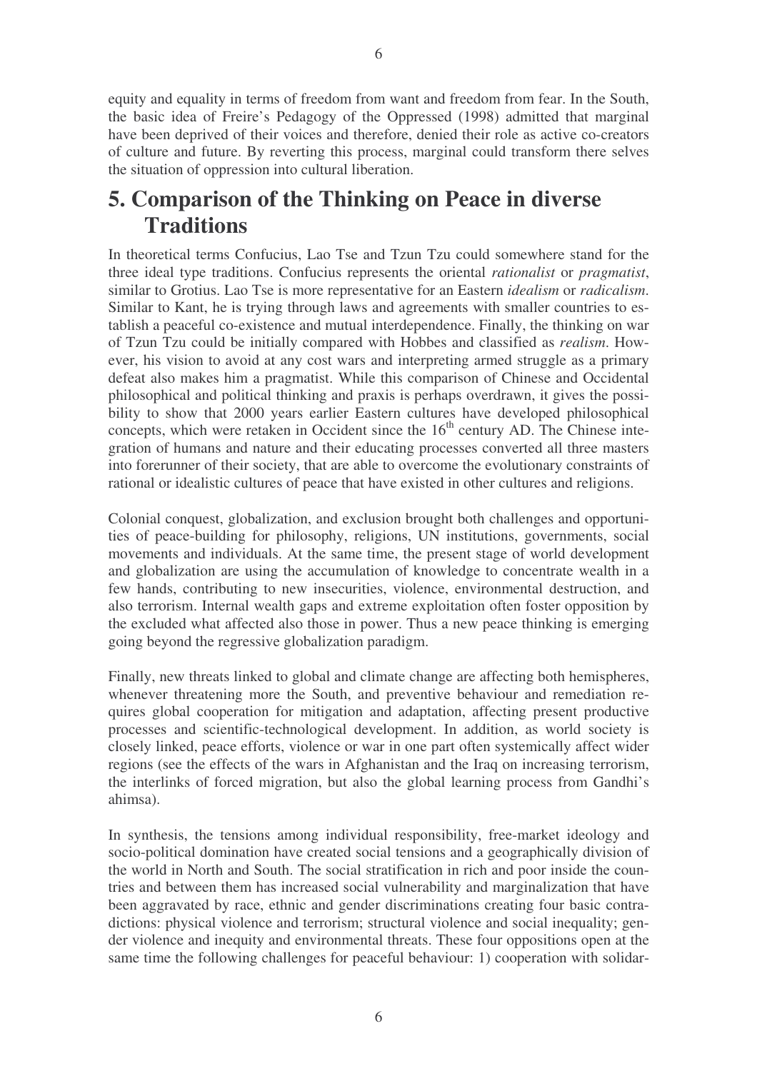equity and equality in terms of freedom from want and freedom from fear. In the South, the basic idea of Freire's Pedagogy of the Oppressed (1998) admitted that marginal have been deprived of their voices and therefore, denied their role as active co-creators of culture and future. By reverting this process, marginal could transform there selves the situation of oppression into cultural liberation.

# 5. Comparison of the Thinking on Peace in diverse Traditions

In theoretical terms Confucius, Lao Tse and Tzun Tzu could somewhere stand for the three ideal type traditions. Confucius represents the oriental *rationalist* or *pragmatist*, similar to Grotius. Lao Tse is more representative for an Eastern *idealism* or *radicalism*. Similar to Kant, he is trying through laws and agreements with smaller countries to establish a peaceful co-existence and mutual interdependence. Finally, the thinking on war of Tzun Tzu could be initially compared with Hobbes and classified as *realism*. However, his vision to avoid at any cost wars and interpreting armed struggle as a primary defeat also makes him a pragmatist. While this comparison of Chinese and Occidental philosophical and political thinking and praxis is perhaps overdrawn, it gives the possibility to show that 2000 years earlier Eastern cultures have developed philosophical concepts, which were retaken in Occident since the 16th century AD. The Chinese integration of humans and nature and their educating processes converted all three masters into forerunner of their society, that are able to overcome the evolutionary constraints of rational or idealistic cultures of peace that have existed in other cultures and religions.

Colonial conquest, globalization, and exclusion brought both challenges and opportunities of peace-building for philosophy, religions, UN institutions, governments, social movements and individuals. At the same time, the present stage of world development and globalization are using the accumulation of knowledge to concentrate wealth in a few hands, contributing to new insecurities, violence, environmental destruction, and also terrorism. Internal wealth gaps and extreme exploitation often foster opposition by the excluded what affected also those in power. Thus a new peace thinking is emerging going beyond the regressive globalization paradigm.

Finally, new threats linked to global and climate change are affecting both hemispheres, whenever threatening more the South, and preventive behaviour and remediation requires global cooperation for mitigation and adaptation, affecting present productive processes and scientific-technological development. In addition, as world society is closely linked, peace efforts, violence or war in one part often systemically affect wider regions (see the effects of the wars in Afghanistan and the Iraq on increasing terrorism, the interlinks of forced migration, but also the global learning process from Gandhi's ahimsa).

In synthesis, the tensions among individual responsibility, free-market ideology and socio-political domination have created social tensions and a geographically division of the world in North and South. The social stratification in rich and poor inside the countries and between them has increased social vulnerability and marginalization that have been aggravated by race, ethnic and gender discriminations creating four basic contradictions: physical violence and terrorism; structural violence and social inequality; gender violence and inequity and environmental threats. These four oppositions open at the same time the following challenges for peaceful behaviour: 1) cooperation with solidar-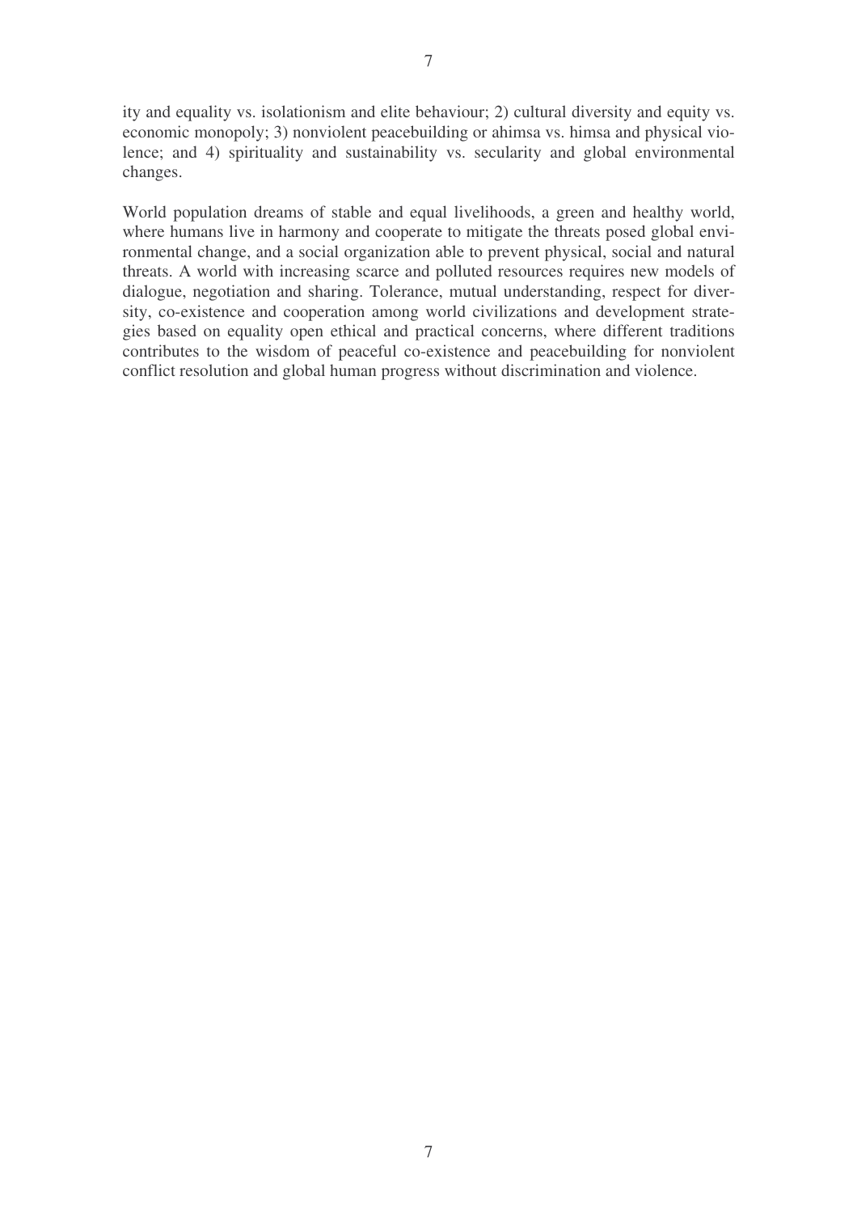ity and equality vs. isolationism and elite behaviour; 2) cultural diversity and equity vs. economic monopoly; 3) nonviolent peacebuilding or ahimsa vs. himsa and physical violence; and 4) spirituality and sustainability vs. secularity and global environmental changes.

World population dreams of stable and equal livelihoods, a green and healthy world, where humans live in harmony and cooperate to mitigate the threats posed global environmental change, and a social organization able to prevent physical, social and natural threats. A world with increasing scarce and polluted resources requires new models of dialogue, negotiation and sharing. Tolerance, mutual understanding, respect for diversity, co-existence and cooperation among world civilizations and development strategies based on equality open ethical and practical concerns, where different traditions contributes to the wisdom of peaceful co-existence and peacebuilding for nonviolent conflict resolution and global human progress without discrimination and violence.